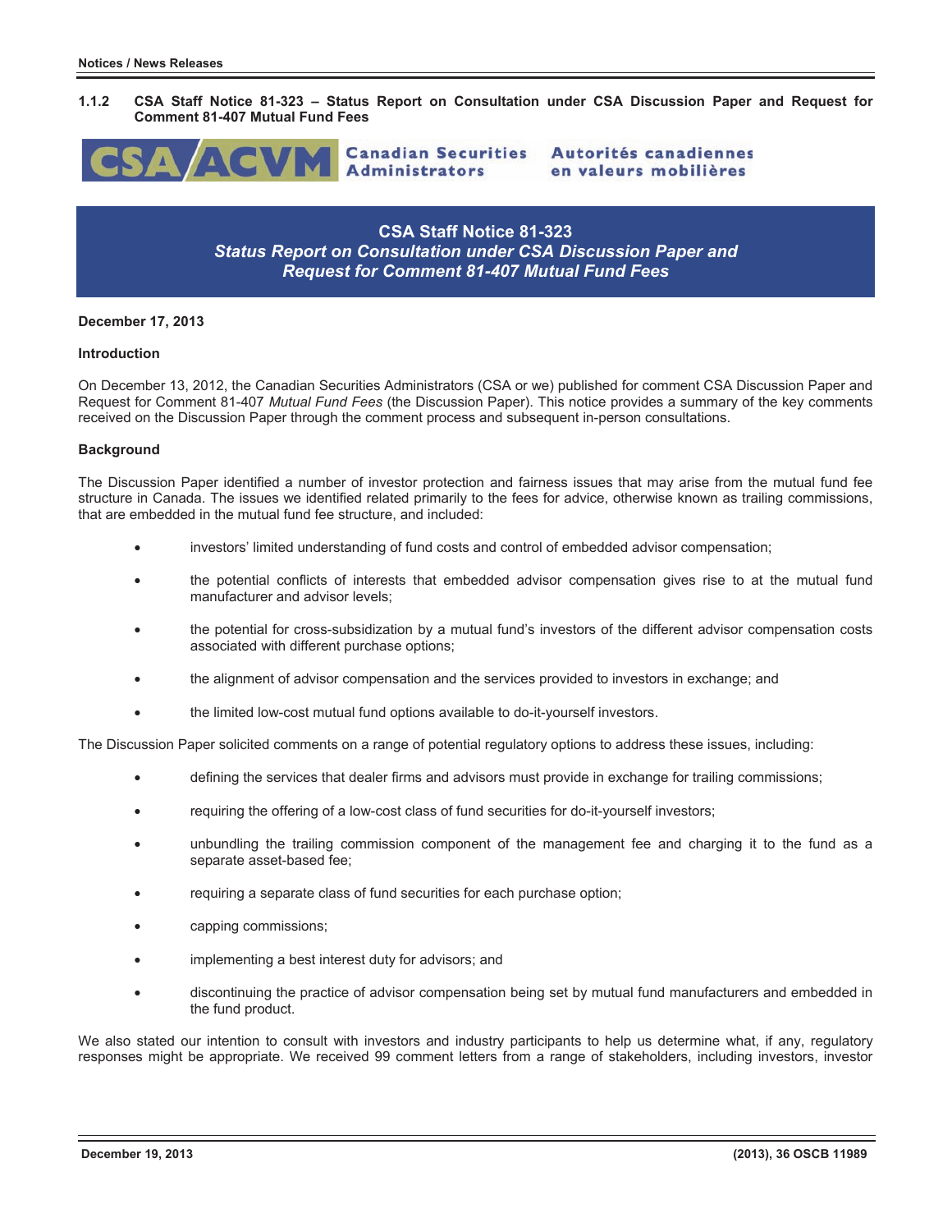**1.1.2 CSA Staff Notice 81-323 – Status Report on Consultation under CSA Discussion Paper and Request for Comment 81-407 Mutual Fund Fees**

CSA/ACVM Canadian Securities Administrators Autorités canadiennes en valeurs mobilières

# CSA Staff Notice 81-323
## *Status Report on Consultation under CSA Discussion Paper and Request for Comment 81-407 Mutual Fund Fees*

**December 17, 2013**

### Introduction

On December 13, 2012, the Canadian Securities Administrators (CSA or we) published for comment CSA Discussion Paper and Request for Comment 81-407 *Mutual Fund Fees* (the Discussion Paper). This notice provides a summary of the key comments received on the Discussion Paper through the comment process and subsequent in-person consultations.

### Background

The Discussion Paper identified a number of investor protection and fairness issues that may arise from the mutual fund fee structure in Canada. The issues we identified related primarily to the fees for advice, otherwise known as trailing commissions, that are embedded in the mutual fund fee structure, and included:

- investors' limited understanding of fund costs and control of embedded advisor compensation;
- the potential conflicts of interests that embedded advisor compensation gives rise to at the mutual fund manufacturer and advisor levels;
- the potential for cross-subsidization by a mutual fund's investors of the different advisor compensation costs associated with different purchase options;
- the alignment of advisor compensation and the services provided to investors in exchange; and
- the limited low-cost mutual fund options available to do-it-yourself investors.

The Discussion Paper solicited comments on a range of potential regulatory options to address these issues, including:

- defining the services that dealer firms and advisors must provide in exchange for trailing commissions;
- requiring the offering of a low-cost class of fund securities for do-it-yourself investors;
- unbundling the trailing commission component of the management fee and charging it to the fund as a separate asset-based fee;
- requiring a separate class of fund securities for each purchase option;
- capping commissions;
- implementing a best interest duty for advisors; and
- discontinuing the practice of advisor compensation being set by mutual fund manufacturers and embedded in the fund product.

We also stated our intention to consult with investors and industry participants to help us determine what, if any, regulatory responses might be appropriate. We received 99 comment letters from a range of stakeholders, including investors, investor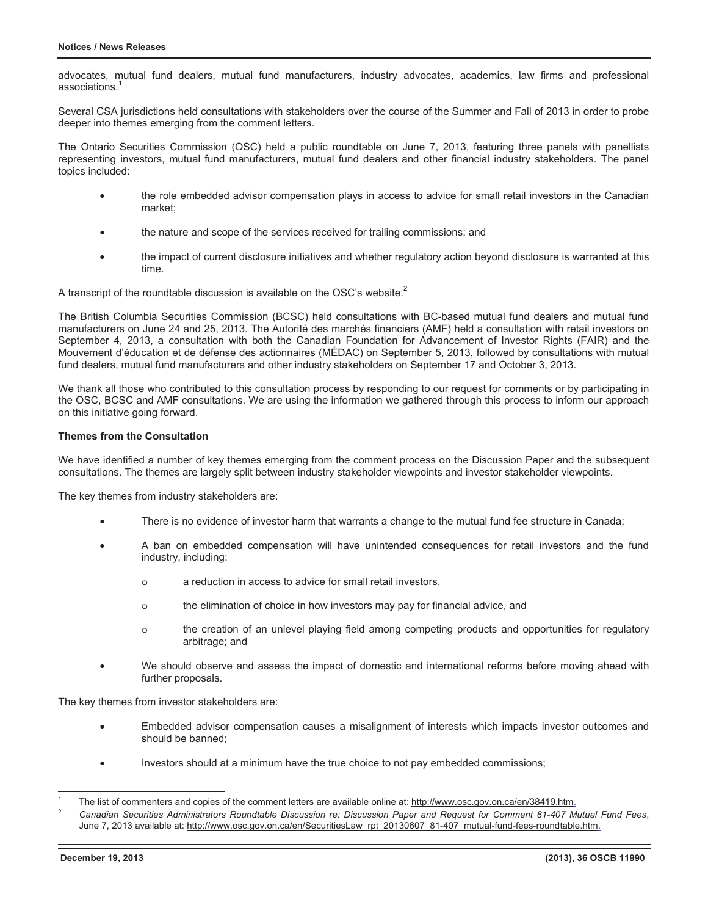advocates, mutual fund dealers, mutual fund manufacturers, industry advocates, academics, law firms and professional associations.[1]

Several CSA jurisdictions held consultations with stakeholders over the course of the Summer and Fall of 2013 in order to probe deeper into themes emerging from the comment letters.

The Ontario Securities Commission (OSC) held a public roundtable on June 7, 2013, featuring three panels with panellists representing investors, mutual fund manufacturers, mutual fund dealers and other financial industry stakeholders. The panel topics included:

- the role embedded advisor compensation plays in access to advice for small retail investors in the Canadian market;
- the nature and scope of the services received for trailing commissions; and
- the impact of current disclosure initiatives and whether regulatory action beyond disclosure is warranted at this time.

A transcript of the roundtable discussion is available on the OSC's website.[2]

The British Columbia Securities Commission (BCSC) held consultations with BC-based mutual fund dealers and mutual fund manufacturers on June 24 and 25, 2013. The Autorité des marchés financiers (AMF) held a consultation with retail investors on September 4, 2013, a consultation with both the Canadian Foundation for Advancement of Investor Rights (FAIR) and the Mouvement d'éducation et de défense des actionnaires (MÉDAC) on September 5, 2013, followed by consultations with mutual fund dealers, mutual fund manufacturers and other industry stakeholders on September 17 and October 3, 2013.

We thank all those who contributed to this consultation process by responding to our request for comments or by participating in the OSC, BCSC and AMF consultations. We are using the information we gathered through this process to inform our approach on this initiative going forward.

**Themes from the Consultation**

We have identified a number of key themes emerging from the comment process on the Discussion Paper and the subsequent consultations. The themes are largely split between industry stakeholder viewpoints and investor stakeholder viewpoints.

The key themes from industry stakeholders are:

- There is no evidence of investor harm that warrants a change to the mutual fund fee structure in Canada;
- A ban on embedded compensation will have unintended consequences for retail investors and the fund industry, including:
  - a reduction in access to advice for small retail investors,
  - the elimination of choice in how investors may pay for financial advice, and
  - the creation of an unlevel playing field among competing products and opportunities for regulatory arbitrage; and
- We should observe and assess the impact of domestic and international reforms before moving ahead with further proposals.

The key themes from investor stakeholders are:

- Embedded advisor compensation causes a misalignment of interests which impacts investor outcomes and should be banned;
- Investors should at a minimum have the true choice to not pay embedded commissions;

[1] The list of commenters and copies of the comment letters are available online at: http://www.osc.gov.on.ca/en/38419.htm.

[2] *Canadian Securities Administrators Roundtable Discussion re: Discussion Paper and Request for Comment 81-407 Mutual Fund Fees*, June 7, 2013 available at: http://www.osc.gov.on.ca/en/SecuritiesLaw_rpt_20130607_81-407_mutual-fund-fees-roundtable.htm.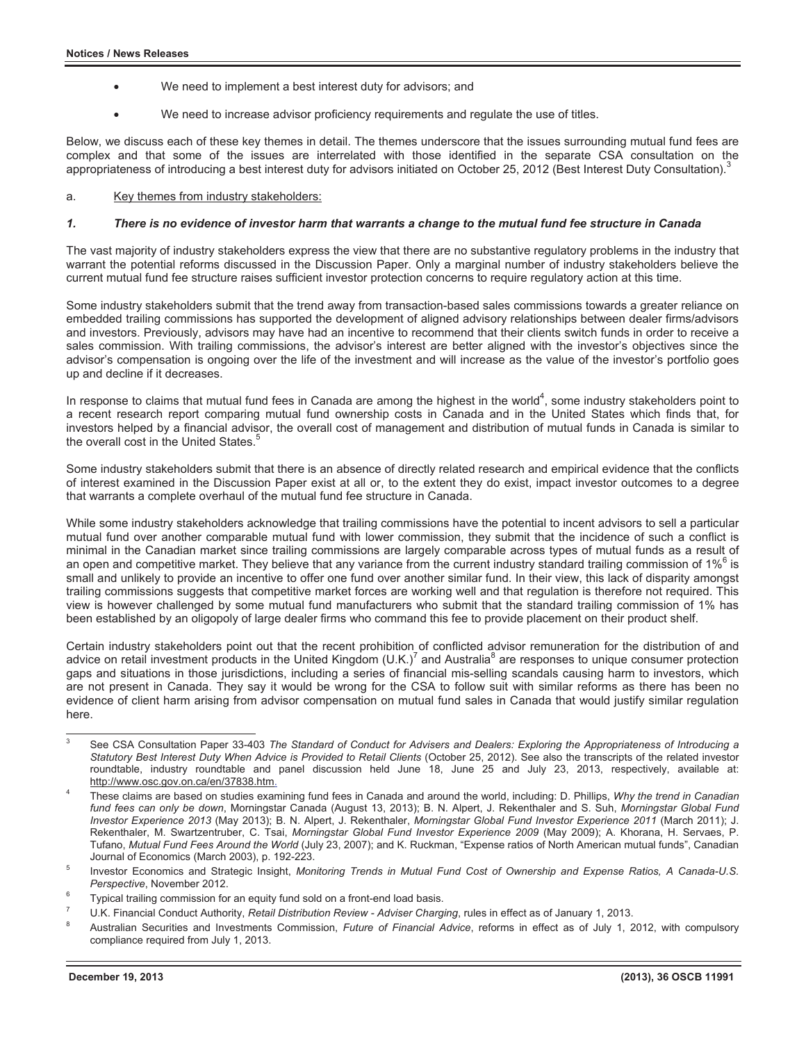- We need to implement a best interest duty for advisors; and
- We need to increase advisor proficiency requirements and regulate the use of titles.

Below, we discuss each of these key themes in detail. The themes underscore that the issues surrounding mutual fund fees are complex and that some of the issues are interrelated with those identified in the separate CSA consultation on the appropriateness of introducing a best interest duty for advisors initiated on October 25, 2012 (Best Interest Duty Consultation).[3]

a. Key themes from industry stakeholders:

***1. There is no evidence of investor harm that warrants a change to the mutual fund fee structure in Canada***

The vast majority of industry stakeholders express the view that there are no substantive regulatory problems in the industry that warrant the potential reforms discussed in the Discussion Paper. Only a marginal number of industry stakeholders believe the current mutual fund fee structure raises sufficient investor protection concerns to require regulatory action at this time.

Some industry stakeholders submit that the trend away from transaction-based sales commissions towards a greater reliance on embedded trailing commissions has supported the development of aligned advisory relationships between dealer firms/advisors and investors. Previously, advisors may have had an incentive to recommend that their clients switch funds in order to receive a sales commission. With trailing commissions, the advisor's interest are better aligned with the investor's objectives since the advisor's compensation is ongoing over the life of the investment and will increase as the value of the investor's portfolio goes up and decline if it decreases.

In response to claims that mutual fund fees in Canada are among the highest in the world[4], some industry stakeholders point to a recent research report comparing mutual fund ownership costs in Canada and in the United States which finds that, for investors helped by a financial advisor, the overall cost of management and distribution of mutual funds in Canada is similar to the overall cost in the United States.[5]

Some industry stakeholders submit that there is an absence of directly related research and empirical evidence that the conflicts of interest examined in the Discussion Paper exist at all or, to the extent they do exist, impact investor outcomes to a degree that warrants a complete overhaul of the mutual fund fee structure in Canada.

While some industry stakeholders acknowledge that trailing commissions have the potential to incent advisors to sell a particular mutual fund over another comparable mutual fund with lower commission, they submit that the incidence of such a conflict is minimal in the Canadian market since trailing commissions are largely comparable across types of mutual funds as a result of an open and competitive market. They believe that any variance from the current industry standard trailing commission of 1%[6] is small and unlikely to provide an incentive to offer one fund over another similar fund. In their view, this lack of disparity amongst trailing commissions suggests that competitive market forces are working well and that regulation is therefore not required. This view is however challenged by some mutual fund manufacturers who submit that the standard trailing commission of 1% has been established by an oligopoly of large dealer firms who command this fee to provide placement on their product shelf.

Certain industry stakeholders point out that the recent prohibition of conflicted advisor remuneration for the distribution of and advice on retail investment products in the United Kingdom (U.K.)[7] and Australia[8] are responses to unique consumer protection gaps and situations in those jurisdictions, including a series of financial mis-selling scandals causing harm to investors, which are not present in Canada. They say it would be wrong for the CSA to follow suit with similar reforms as there has been no evidence of client harm arising from advisor compensation on mutual fund sales in Canada that would justify similar regulation here.

---

[3] See CSA Consultation Paper 33-403 *The Standard of Conduct for Advisers and Dealers: Exploring the Appropriateness of Introducing a Statutory Best Interest Duty When Advice is Provided to Retail Clients* (October 25, 2012). See also the transcripts of the related investor roundtable, industry roundtable and panel discussion held June 18, June 25 and July 23, 2013, respectively, available at: http://www.osc.gov.on.ca/en/37838.htm.

[4] These claims are based on studies examining fund fees in Canada and around the world, including: D. Phillips, *Why the trend in Canadian fund fees can only be down*, Morningstar Canada (August 13, 2013); B. N. Alpert, J. Rekenthaler and S. Suh, *Morningstar Global Fund Investor Experience 2013* (May 2013); B. N. Alpert, J. Rekenthaler, *Morningstar Global Fund Investor Experience 2011* (March 2011); J. Rekenthaler, M. Swartzentruber, C. Tsai, *Morningstar Global Fund Investor Experience 2009* (May 2009); A. Khorana, H. Servaes, P. Tufano, *Mutual Fund Fees Around the World* (July 23, 2007); and K. Ruckman, "Expense ratios of North American mutual funds", Canadian Journal of Economics (March 2003), p. 192-223.

[5] Investor Economics and Strategic Insight, *Monitoring Trends in Mutual Fund Cost of Ownership and Expense Ratios, A Canada-U.S. Perspective*, November 2012.

[6] Typical trailing commission for an equity fund sold on a front-end load basis.

[7] U.K. Financial Conduct Authority, *Retail Distribution Review - Adviser Charging*, rules in effect as of January 1, 2013.

[8] Australian Securities and Investments Commission, *Future of Financial Advice*, reforms in effect as of July 1, 2012, with compulsory compliance required from July 1, 2013.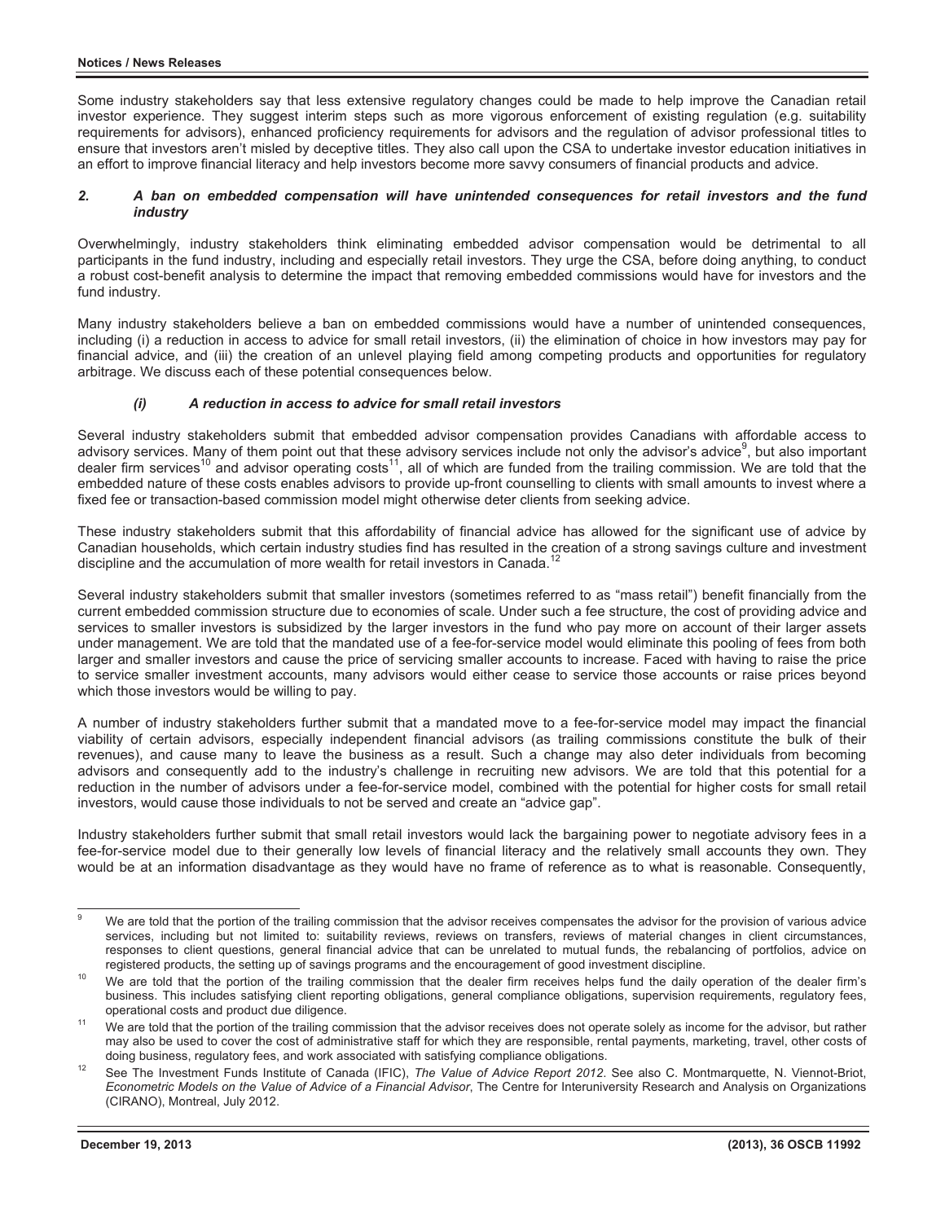Some industry stakeholders say that less extensive regulatory changes could be made to help improve the Canadian retail investor experience. They suggest interim steps such as more vigorous enforcement of existing regulation (e.g. suitability requirements for advisors), enhanced proficiency requirements for advisors and the regulation of advisor professional titles to ensure that investors aren't misled by deceptive titles. They also call upon the CSA to undertake investor education initiatives in an effort to improve financial literacy and help investors become more savvy consumers of financial products and advice.

#### *2. A ban on embedded compensation will have unintended consequences for retail investors and the fund industry*

Overwhelmingly, industry stakeholders think eliminating embedded advisor compensation would be detrimental to all participants in the fund industry, including and especially retail investors. They urge the CSA, before doing anything, to conduct a robust cost-benefit analysis to determine the impact that removing embedded commissions would have for investors and the fund industry.

Many industry stakeholders believe a ban on embedded commissions would have a number of unintended consequences, including (i) a reduction in access to advice for small retail investors, (ii) the elimination of choice in how investors may pay for financial advice, and (iii) the creation of an unlevel playing field among competing products and opportunities for regulatory arbitrage. We discuss each of these potential consequences below.

##### *(i) A reduction in access to advice for small retail investors*

Several industry stakeholders submit that embedded advisor compensation provides Canadians with affordable access to advisory services. Many of them point out that these advisory services include not only the advisor's advice[9], but also important dealer firm services[10] and advisor operating costs[11], all of which are funded from the trailing commission. We are told that the embedded nature of these costs enables advisors to provide up-front counselling to clients with small amounts to invest where a fixed fee or transaction-based commission model might otherwise deter clients from seeking advice.

These industry stakeholders submit that this affordability of financial advice has allowed for the significant use of advice by Canadian households, which certain industry studies find has resulted in the creation of a strong savings culture and investment discipline and the accumulation of more wealth for retail investors in Canada.[12]

Several industry stakeholders submit that smaller investors (sometimes referred to as "mass retail") benefit financially from the current embedded commission structure due to economies of scale. Under such a fee structure, the cost of providing advice and services to smaller investors is subsidized by the larger investors in the fund who pay more on account of their larger assets under management. We are told that the mandated use of a fee-for-service model would eliminate this pooling of fees from both larger and smaller investors and cause the price of servicing smaller accounts to increase. Faced with having to raise the price to service smaller investment accounts, many advisors would either cease to service those accounts or raise prices beyond which those investors would be willing to pay.

A number of industry stakeholders further submit that a mandated move to a fee-for-service model may impact the financial viability of certain advisors, especially independent financial advisors (as trailing commissions constitute the bulk of their revenues), and cause many to leave the business as a result. Such a change may also deter individuals from becoming advisors and consequently add to the industry's challenge in recruiting new advisors. We are told that this potential for a reduction in the number of advisors under a fee-for-service model, combined with the potential for higher costs for small retail investors, would cause those individuals to not be served and create an "advice gap".

Industry stakeholders further submit that small retail investors would lack the bargaining power to negotiate advisory fees in a fee-for-service model due to their generally low levels of financial literacy and the relatively small accounts they own. They would be at an information disadvantage as they would have no frame of reference as to what is reasonable. Consequently,

---

[9] We are told that the portion of the trailing commission that the advisor receives compensates the advisor for the provision of various advice services, including but not limited to: suitability reviews, reviews on transfers, reviews of material changes in client circumstances, responses to client questions, general financial advice that can be unrelated to mutual funds, the rebalancing of portfolios, advice on registered products, the setting up of savings programs and the encouragement of good investment discipline.

[10] We are told that the portion of the trailing commission that the dealer firm receives helps fund the daily operation of the dealer firm's business. This includes satisfying client reporting obligations, general compliance obligations, supervision requirements, regulatory fees, operational costs and product due diligence.

[11] We are told that the portion of the trailing commission that the advisor receives does not operate solely as income for the advisor, but rather may also be used to cover the cost of administrative staff for which they are responsible, rental payments, marketing, travel, other costs of doing business, regulatory fees, and work associated with satisfying compliance obligations.

[12] See The Investment Funds Institute of Canada (IFIC), *The Value of Advice Report 2012*. See also C. Montmarquette, N. Viennot-Briot, *Econometric Models on the Value of Advice of a Financial Advisor*, The Centre for Interuniversity Research and Analysis on Organizations (CIRANO), Montreal, July 2012.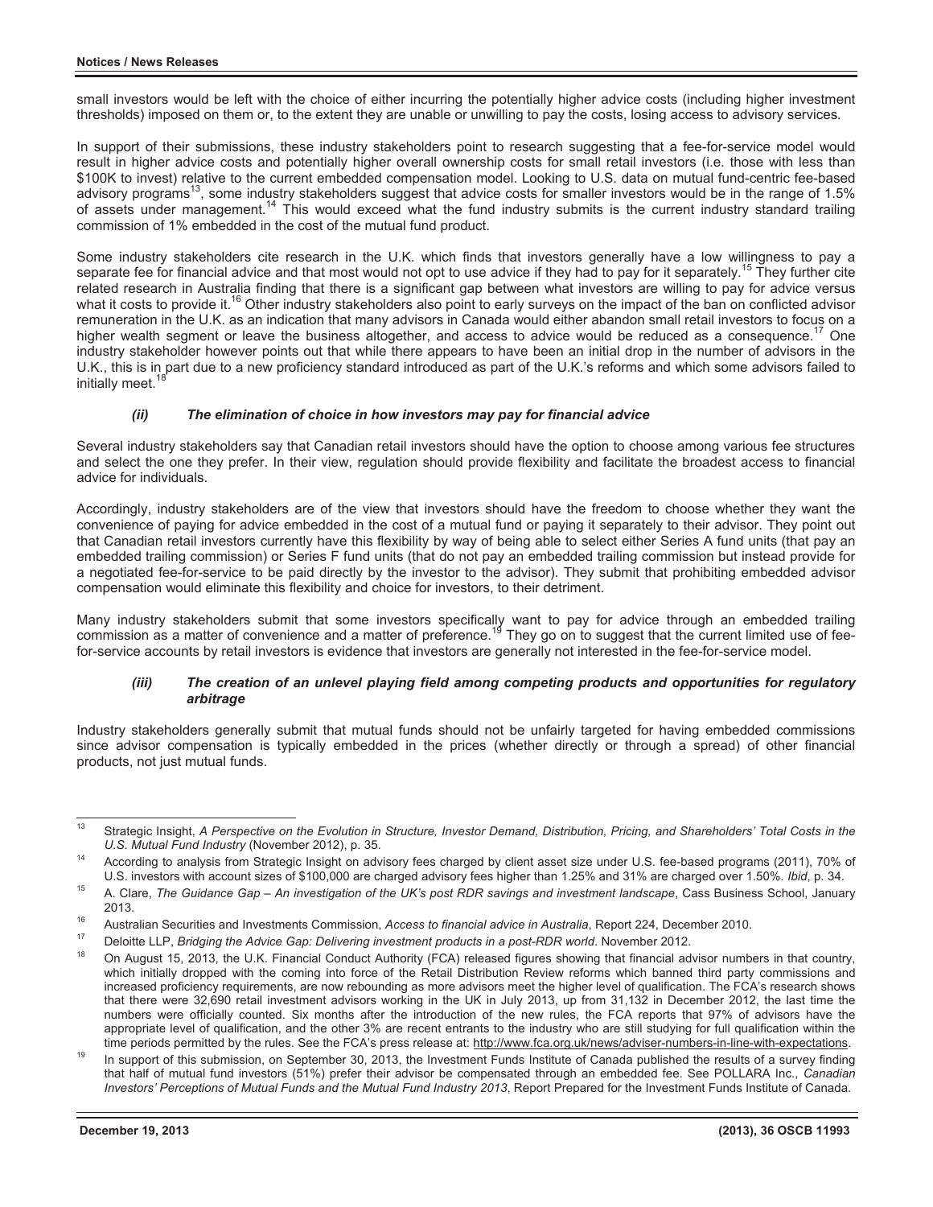small investors would be left with the choice of either incurring the potentially higher advice costs (including higher investment thresholds) imposed on them or, to the extent they are unable or unwilling to pay the costs, losing access to advisory services.

In support of their submissions, these industry stakeholders point to research suggesting that a fee-for-service model would result in higher advice costs and potentially higher overall ownership costs for small retail investors (i.e. those with less than $100K to invest) relative to the current embedded compensation model. Looking to U.S. data on mutual fund-centric fee-based advisory programs[13], some industry stakeholders suggest that advice costs for smaller investors would be in the range of 1.5% of assets under management.[14] This would exceed what the fund industry submits is the current industry standard trailing commission of 1% embedded in the cost of the mutual fund product.

Some industry stakeholders cite research in the U.K. which finds that investors generally have a low willingness to pay a separate fee for financial advice and that most would not opt to use advice if they had to pay for it separately.[15] They further cite related research in Australia finding that there is a significant gap between what investors are willing to pay for advice versus what it costs to provide it.[16] Other industry stakeholders also point to early surveys on the impact of the ban on conflicted advisor remuneration in the U.K. as an indication that many advisors in Canada would either abandon small retail investors to focus on a higher wealth segment or leave the business altogether, and access to advice would be reduced as a consequence.[17] One industry stakeholder however points out that while there appears to have been an initial drop in the number of advisors in the U.K., this is in part due to a new proficiency standard introduced as part of the U.K.'s reforms and which some advisors failed to initially meet.[18]

#### *(ii) The elimination of choice in how investors may pay for financial advice*

Several industry stakeholders say that Canadian retail investors should have the option to choose among various fee structures and select the one they prefer. In their view, regulation should provide flexibility and facilitate the broadest access to financial advice for individuals.

Accordingly, industry stakeholders are of the view that investors should have the freedom to choose whether they want the convenience of paying for advice embedded in the cost of a mutual fund or paying it separately to their advisor. They point out that Canadian retail investors currently have this flexibility by way of being able to select either Series A fund units (that pay an embedded trailing commission) or Series F fund units (that do not pay an embedded trailing commission but instead provide for a negotiated fee-for-service to be paid directly by the investor to the advisor). They submit that prohibiting embedded advisor compensation would eliminate this flexibility and choice for investors, to their detriment.

Many industry stakeholders submit that some investors specifically want to pay for advice through an embedded trailing commission as a matter of convenience and a matter of preference.[19] They go on to suggest that the current limited use of fee-for-service accounts by retail investors is evidence that investors are generally not interested in the fee-for-service model.

#### *(iii) The creation of an unlevel playing field among competing products and opportunities for regulatory arbitrage*

Industry stakeholders generally submit that mutual funds should not be unfairly targeted for having embedded commissions since advisor compensation is typically embedded in the prices (whether directly or through a spread) of other financial products, not just mutual funds.

---

[13] Strategic Insight, *A Perspective on the Evolution in Structure, Investor Demand, Distribution, Pricing, and Shareholders' Total Costs in the U.S. Mutual Fund Industry* (November 2012), p. 35.

[14] According to analysis from Strategic Insight on advisory fees charged by client asset size under U.S. fee-based programs (2011), 70% of U.S. investors with account sizes of $100,000 are charged advisory fees higher than 1.25% and 31% are charged over 1.50%. *Ibid*, p. 34.

[15] A. Clare, *The Guidance Gap – An investigation of the UK's post RDR savings and investment landscape*, Cass Business School, January 2013.

[16] Australian Securities and Investments Commission, *Access to financial advice in Australia*, Report 224, December 2010.

[17] Deloitte LLP, *Bridging the Advice Gap: Delivering investment products in a post-RDR world*. November 2012.

[18] On August 15, 2013, the U.K. Financial Conduct Authority (FCA) released figures showing that financial advisor numbers in that country, which initially dropped with the coming into force of the Retail Distribution Review reforms which banned third party commissions and increased proficiency requirements, are now rebounding as more advisors meet the higher level of qualification. The FCA's research shows that there were 32,690 retail investment advisors working in the UK in July 2013, up from 31,132 in December 2012, the last time the numbers were officially counted. Six months after the introduction of the new rules, the FCA reports that 97% of advisors have the appropriate level of qualification, and the other 3% are recent entrants to the industry who are still studying for full qualification within the time periods permitted by the rules. See the FCA's press release at: http://www.fca.org.uk/news/adviser-numbers-in-line-with-expectations.

[19] In support of this submission, on September 30, 2013, the Investment Funds Institute of Canada published the results of a survey finding that half of mutual fund investors (51%) prefer their advisor be compensated through an embedded fee. See POLLARA Inc., *Canadian Investors' Perceptions of Mutual Funds and the Mutual Fund Industry 2013*, Report Prepared for the Investment Funds Institute of Canada.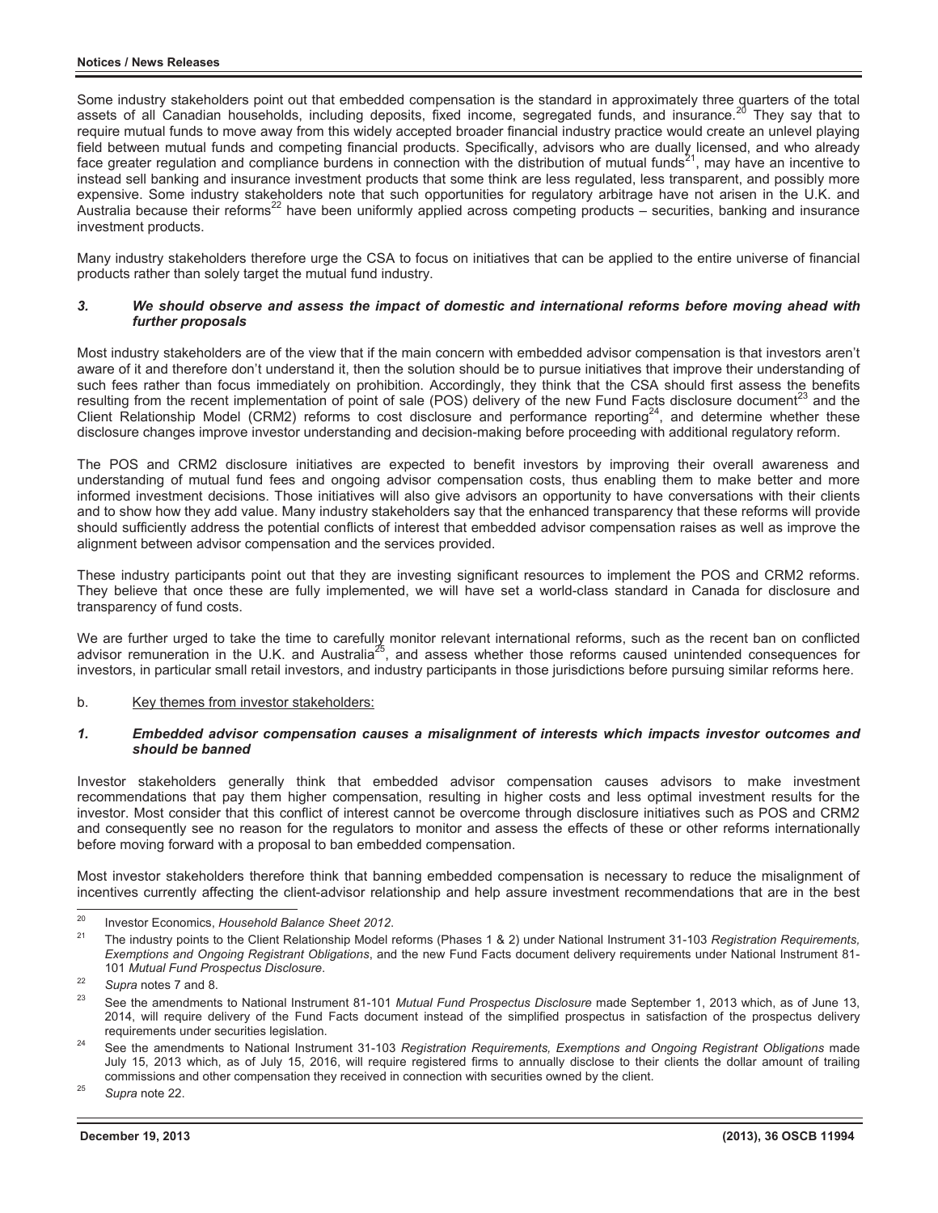Some industry stakeholders point out that embedded compensation is the standard in approximately three quarters of the total assets of all Canadian households, including deposits, fixed income, segregated funds, and insurance.[20] They say that to require mutual funds to move away from this widely accepted broader financial industry practice would create an unlevel playing field between mutual funds and competing financial products. Specifically, advisors who are dually licensed, and who already face greater regulation and compliance burdens in connection with the distribution of mutual funds[21], may have an incentive to instead sell banking and insurance investment products that some think are less regulated, less transparent, and possibly more expensive. Some industry stakeholders note that such opportunities for regulatory arbitrage have not arisen in the U.K. and Australia because their reforms[22] have been uniformly applied across competing products – securities, banking and insurance investment products.

Many industry stakeholders therefore urge the CSA to focus on initiatives that can be applied to the entire universe of financial products rather than solely target the mutual fund industry.

### *3. We should observe and assess the impact of domestic and international reforms before moving ahead with further proposals*

Most industry stakeholders are of the view that if the main concern with embedded advisor compensation is that investors aren't aware of it and therefore don't understand it, then the solution should be to pursue initiatives that improve their understanding of such fees rather than focus immediately on prohibition. Accordingly, they think that the CSA should first assess the benefits resulting from the recent implementation of point of sale (POS) delivery of the new Fund Facts disclosure document[23] and the Client Relationship Model (CRM2) reforms to cost disclosure and performance reporting[24], and determine whether these disclosure changes improve investor understanding and decision-making before proceeding with additional regulatory reform.

The POS and CRM2 disclosure initiatives are expected to benefit investors by improving their overall awareness and understanding of mutual fund fees and ongoing advisor compensation costs, thus enabling them to make better and more informed investment decisions. Those initiatives will also give advisors an opportunity to have conversations with their clients and to show how they add value. Many industry stakeholders say that the enhanced transparency that these reforms will provide should sufficiently address the potential conflicts of interest that embedded advisor compensation raises as well as improve the alignment between advisor compensation and the services provided.

These industry participants point out that they are investing significant resources to implement the POS and CRM2 reforms. They believe that once these are fully implemented, we will have set a world-class standard in Canada for disclosure and transparency of fund costs.

We are further urged to take the time to carefully monitor relevant international reforms, such as the recent ban on conflicted advisor remuneration in the U.K. and Australia[25], and assess whether those reforms caused unintended consequences for investors, in particular small retail investors, and industry participants in those jurisdictions before pursuing similar reforms here.

b. <u>Key themes from investor stakeholders:</u>

### *1. Embedded advisor compensation causes a misalignment of interests which impacts investor outcomes and should be banned*

Investor stakeholders generally think that embedded advisor compensation causes advisors to make investment recommendations that pay them higher compensation, resulting in higher costs and less optimal investment results for the investor. Most consider that this conflict of interest cannot be overcome through disclosure initiatives such as POS and CRM2 and consequently see no reason for the regulators to monitor and assess the effects of these or other reforms internationally before moving forward with a proposal to ban embedded compensation.

Most investor stakeholders therefore think that banning embedded compensation is necessary to reduce the misalignment of incentives currently affecting the client-advisor relationship and help assure investment recommendations that are in the best

---

[20] Investor Economics, *Household Balance Sheet 2012*.

[21] The industry points to the Client Relationship Model reforms (Phases 1 & 2) under National Instrument 31-103 *Registration Requirements, Exemptions and Ongoing Registrant Obligations*, and the new Fund Facts document delivery requirements under National Instrument 81-101 *Mutual Fund Prospectus Disclosure*.

[22] *Supra* notes 7 and 8.

[23] See the amendments to National Instrument 81-101 *Mutual Fund Prospectus Disclosure* made September 1, 2013 which, as of June 13, 2014, will require delivery of the Fund Facts document instead of the simplified prospectus in satisfaction of the prospectus delivery requirements under securities legislation.

[24] See the amendments to National Instrument 31-103 *Registration Requirements, Exemptions and Ongoing Registrant Obligations* made July 15, 2013 which, as of July 15, 2016, will require registered firms to annually disclose to their clients the dollar amount of trailing commissions and other compensation they received in connection with securities owned by the client.

[25] *Supra* note 22.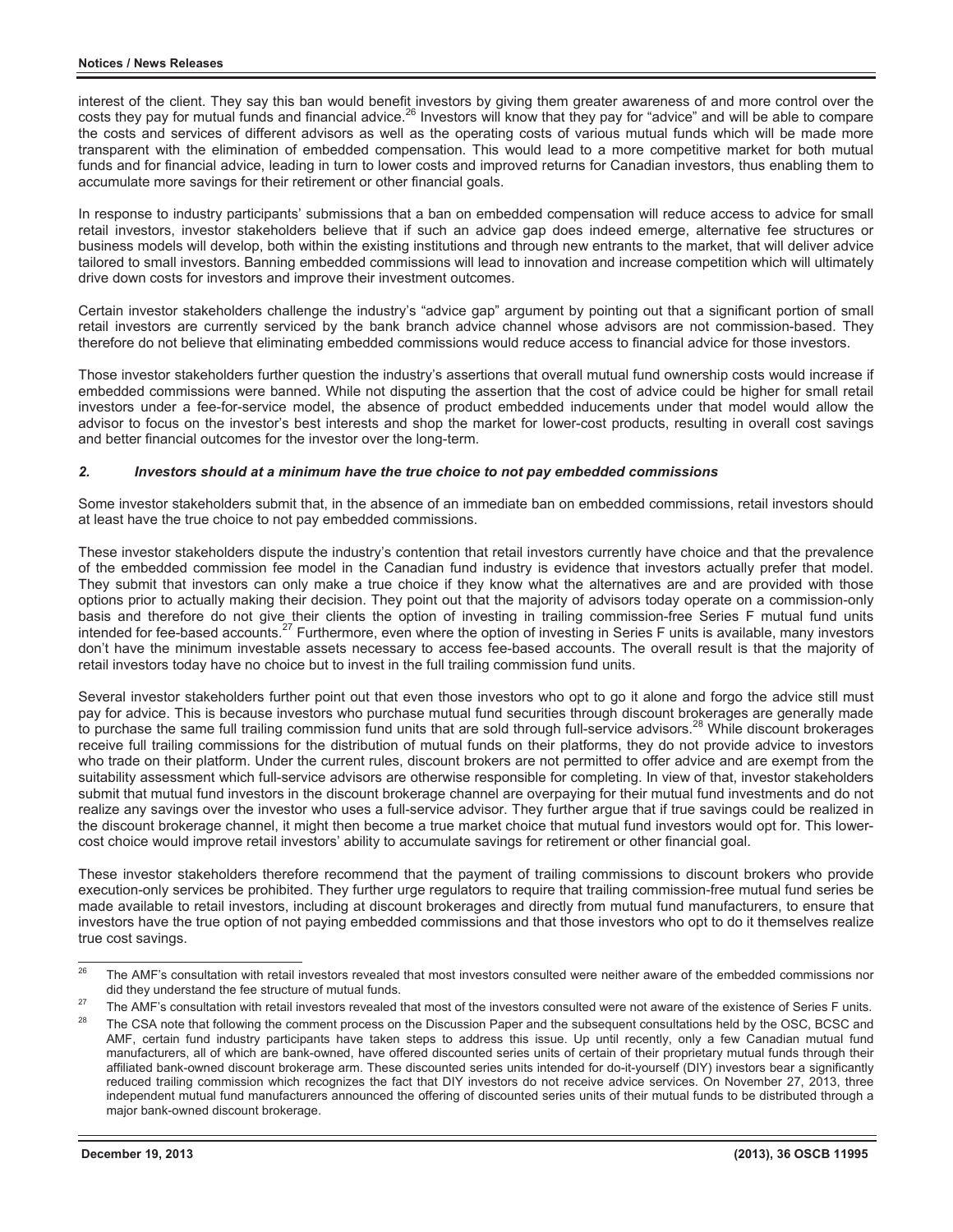interest of the client. They say this ban would benefit investors by giving them greater awareness of and more control over the costs they pay for mutual funds and financial advice.[26] Investors will know that they pay for "advice" and will be able to compare the costs and services of different advisors as well as the operating costs of various mutual funds which will be made more transparent with the elimination of embedded compensation. This would lead to a more competitive market for both mutual funds and for financial advice, leading in turn to lower costs and improved returns for Canadian investors, thus enabling them to accumulate more savings for their retirement or other financial goals.

In response to industry participants' submissions that a ban on embedded compensation will reduce access to advice for small retail investors, investor stakeholders believe that if such an advice gap does indeed emerge, alternative fee structures or business models will develop, both within the existing institutions and through new entrants to the market, that will deliver advice tailored to small investors. Banning embedded commissions will lead to innovation and increase competition which will ultimately drive down costs for investors and improve their investment outcomes.

Certain investor stakeholders challenge the industry's "advice gap" argument by pointing out that a significant portion of small retail investors are currently serviced by the bank branch advice channel whose advisors are not commission-based. They therefore do not believe that eliminating embedded commissions would reduce access to financial advice for those investors.

Those investor stakeholders further question the industry's assertions that overall mutual fund ownership costs would increase if embedded commissions were banned. While not disputing the assertion that the cost of advice could be higher for small retail investors under a fee-for-service model, the absence of product embedded inducements under that model would allow the advisor to focus on the investor's best interests and shop the market for lower-cost products, resulting in overall cost savings and better financial outcomes for the investor over the long-term.

### *2. Investors should at a minimum have the true choice to not pay embedded commissions*

Some investor stakeholders submit that, in the absence of an immediate ban on embedded commissions, retail investors should at least have the true choice to not pay embedded commissions.

These investor stakeholders dispute the industry's contention that retail investors currently have choice and that the prevalence of the embedded commission fee model in the Canadian fund industry is evidence that investors actually prefer that model. They submit that investors can only make a true choice if they know what the alternatives are and are provided with those options prior to actually making their decision. They point out that the majority of advisors today operate on a commission-only basis and therefore do not give their clients the option of investing in trailing commission-free Series F mutual fund units intended for fee-based accounts.[27] Furthermore, even where the option of investing in Series F units is available, many investors don't have the minimum investable assets necessary to access fee-based accounts. The overall result is that the majority of retail investors today have no choice but to invest in the full trailing commission fund units.

Several investor stakeholders further point out that even those investors who opt to go it alone and forgo the advice still must pay for advice. This is because investors who purchase mutual fund securities through discount brokerages are generally made to purchase the same full trailing commission fund units that are sold through full-service advisors.[28] While discount brokerages receive full trailing commissions for the distribution of mutual funds on their platforms, they do not provide advice to investors who trade on their platform. Under the current rules, discount brokers are not permitted to offer advice and are exempt from the suitability assessment which full-service advisors are otherwise responsible for completing. In view of that, investor stakeholders submit that mutual fund investors in the discount brokerage channel are overpaying for their mutual fund investments and do not realize any savings over the investor who uses a full-service advisor. They further argue that if true savings could be realized in the discount brokerage channel, it might then become a true market choice that mutual fund investors would opt for. This lower-cost choice would improve retail investors' ability to accumulate savings for retirement or other financial goal.

These investor stakeholders therefore recommend that the payment of trailing commissions to discount brokers who provide execution-only services be prohibited. They further urge regulators to require that trailing commission-free mutual fund series be made available to retail investors, including at discount brokerages and directly from mutual fund manufacturers, to ensure that investors have the true option of not paying embedded commissions and that those investors who opt to do it themselves realize true cost savings.

---

[26] The AMF's consultation with retail investors revealed that most investors consulted were neither aware of the embedded commissions nor did they understand the fee structure of mutual funds.

[27] The AMF's consultation with retail investors revealed that most of the investors consulted were not aware of the existence of Series F units.

[28] The CSA note that following the comment process on the Discussion Paper and the subsequent consultations held by the OSC, BCSC and AMF, certain fund industry participants have taken steps to address this issue. Up until recently, only a few Canadian mutual fund manufacturers, all of which are bank-owned, have offered discounted series units of certain of their proprietary mutual funds through their affiliated bank-owned discount brokerage arm. These discounted series units intended for do-it-yourself (DIY) investors bear a significantly reduced trailing commission which recognizes the fact that DIY investors do not receive advice services. On November 27, 2013, three independent mutual fund manufacturers announced the offering of discounted series units of their mutual funds to be distributed through a major bank-owned discount brokerage.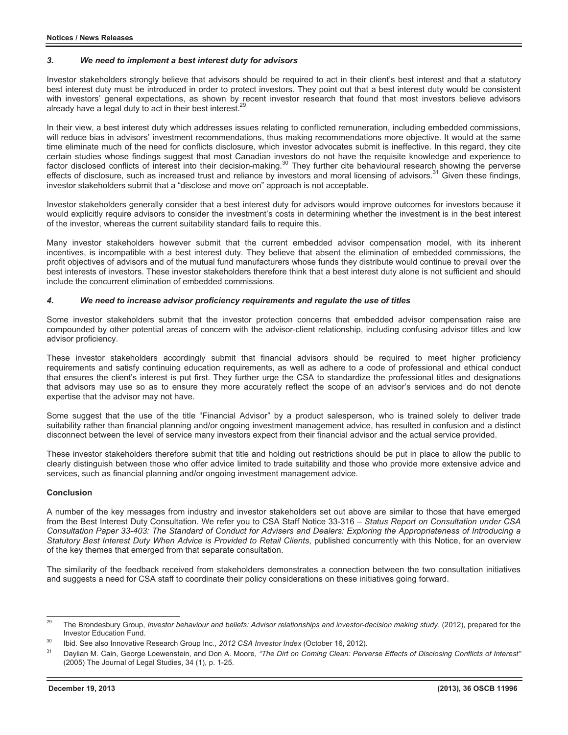### *3. We need to implement a best interest duty for advisors*

Investor stakeholders strongly believe that advisors should be required to act in their client's best interest and that a statutory best interest duty must be introduced in order to protect investors. They point out that a best interest duty would be consistent with investors' general expectations, as shown by recent investor research that found that most investors believe advisors already have a legal duty to act in their best interest.[29]

In their view, a best interest duty which addresses issues relating to conflicted remuneration, including embedded commissions, will reduce bias in advisors' investment recommendations, thus making recommendations more objective. It would at the same time eliminate much of the need for conflicts disclosure, which investor advocates submit is ineffective. In this regard, they cite certain studies whose findings suggest that most Canadian investors do not have the requisite knowledge and experience to factor disclosed conflicts of interest into their decision-making.[30] They further cite behavioural research showing the perverse effects of disclosure, such as increased trust and reliance by investors and moral licensing of advisors.[31] Given these findings, investor stakeholders submit that a "disclose and move on" approach is not acceptable.

Investor stakeholders generally consider that a best interest duty for advisors would improve outcomes for investors because it would explicitly require advisors to consider the investment's costs in determining whether the investment is in the best interest of the investor, whereas the current suitability standard fails to require this.

Many investor stakeholders however submit that the current embedded advisor compensation model, with its inherent incentives, is incompatible with a best interest duty. They believe that absent the elimination of embedded commissions, the profit objectives of advisors and of the mutual fund manufacturers whose funds they distribute would continue to prevail over the best interests of investors. These investor stakeholders therefore think that a best interest duty alone is not sufficient and should include the concurrent elimination of embedded commissions.

### *4. We need to increase advisor proficiency requirements and regulate the use of titles*

Some investor stakeholders submit that the investor protection concerns that embedded advisor compensation raise are compounded by other potential areas of concern with the advisor-client relationship, including confusing advisor titles and low advisor proficiency.

These investor stakeholders accordingly submit that financial advisors should be required to meet higher proficiency requirements and satisfy continuing education requirements, as well as adhere to a code of professional and ethical conduct that ensures the client's interest is put first. They further urge the CSA to standardize the professional titles and designations that advisors may use so as to ensure they more accurately reflect the scope of an advisor's services and do not denote expertise that the advisor may not have.

Some suggest that the use of the title "Financial Advisor" by a product salesperson, who is trained solely to deliver trade suitability rather than financial planning and/or ongoing investment management advice, has resulted in confusion and a distinct disconnect between the level of service many investors expect from their financial advisor and the actual service provided.

These investor stakeholders therefore submit that title and holding out restrictions should be put in place to allow the public to clearly distinguish between those who offer advice limited to trade suitability and those who provide more extensive advice and services, such as financial planning and/or ongoing investment management advice.

## Conclusion

A number of the key messages from industry and investor stakeholders set out above are similar to those that have emerged from the Best Interest Duty Consultation. We refer you to CSA Staff Notice 33-316 – *Status Report on Consultation under CSA Consultation Paper 33-403: The Standard of Conduct for Advisers and Dealers: Exploring the Appropriateness of Introducing a Statutory Best Interest Duty When Advice is Provided to Retail Clients*, published concurrently with this Notice, for an overview of the key themes that emerged from that separate consultation.

The similarity of the feedback received from stakeholders demonstrates a connection between the two consultation initiatives and suggests a need for CSA staff to coordinate their policy considerations on these initiatives going forward.

---

[29] The Brondesbury Group, *Investor behaviour and beliefs: Advisor relationships and investor-decision making study*, (2012), prepared for the Investor Education Fund.

[30] Ibid. See also Innovative Research Group Inc., *2012 CSA Investor Index* (October 16, 2012).

[31] Daylian M. Cain, George Loewenstein, and Don A. Moore, *"The Dirt on Coming Clean: Perverse Effects of Disclosing Conflicts of Interest"* (2005) The Journal of Legal Studies, 34 (1), p. 1-25.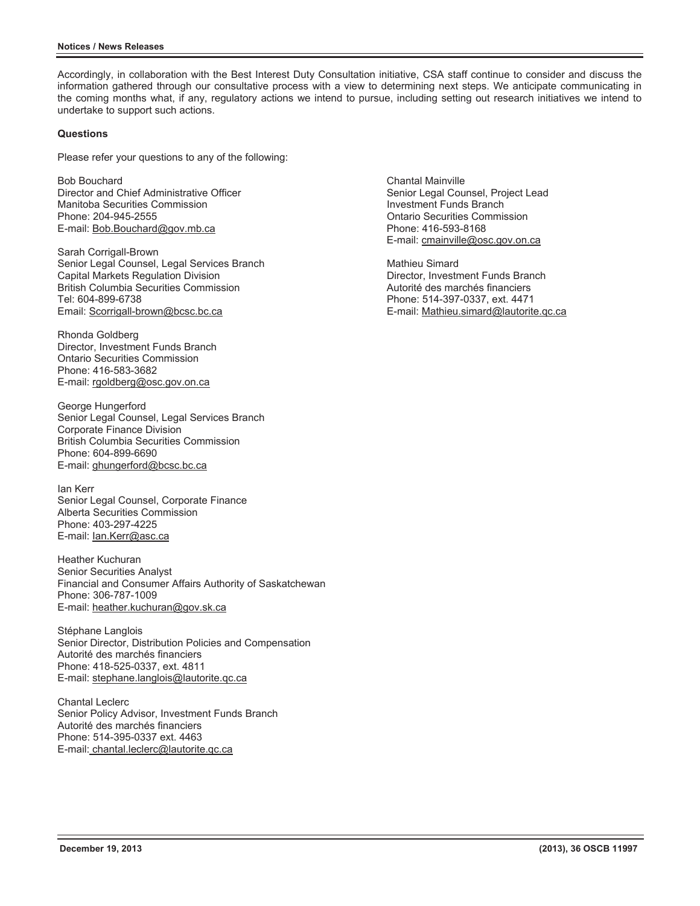Accordingly, in collaboration with the Best Interest Duty Consultation initiative, CSA staff continue to consider and discuss the information gathered through our consultative process with a view to determining next steps. We anticipate communicating in the coming months what, if any, regulatory actions we intend to pursue, including setting out research initiatives we intend to undertake to support such actions.

**Questions**

Please refer your questions to any of the following:

Bob Bouchard
Director and Chief Administrative Officer
Manitoba Securities Commission
Phone: 204-945-2555
E-mail: Bob.Bouchard@gov.mb.ca

Sarah Corrigall-Brown
Senior Legal Counsel, Legal Services Branch
Capital Markets Regulation Division
British Columbia Securities Commission
Tel: 604-899-6738
Email: Scorrigall-brown@bcsc.bc.ca

Rhonda Goldberg
Director, Investment Funds Branch
Ontario Securities Commission
Phone: 416-583-3682
E-mail: rgoldberg@osc.gov.on.ca

George Hungerford
Senior Legal Counsel, Legal Services Branch
Corporate Finance Division
British Columbia Securities Commission
Phone: 604-899-6690
E-mail: ghungerford@bcsc.bc.ca

Ian Kerr
Senior Legal Counsel, Corporate Finance
Alberta Securities Commission
Phone: 403-297-4225
E-mail: Ian.Kerr@asc.ca

Heather Kuchuran
Senior Securities Analyst
Financial and Consumer Affairs Authority of Saskatchewan
Phone: 306-787-1009
E-mail: heather.kuchuran@gov.sk.ca

Stéphane Langlois
Senior Director, Distribution Policies and Compensation
Autorité des marchés financiers
Phone: 418-525-0337, ext. 4811
E-mail: stephane.langlois@lautorite.qc.ca

Chantal Leclerc
Senior Policy Advisor, Investment Funds Branch
Autorité des marchés financiers
Phone: 514-395-0337 ext. 4463
E-mail: chantal.leclerc@lautorite.qc.ca

Chantal Mainville
Senior Legal Counsel, Project Lead
Investment Funds Branch
Ontario Securities Commission
Phone: 416-593-8168
E-mail: cmainville@osc.gov.on.ca

Mathieu Simard
Director, Investment Funds Branch
Autorité des marchés financiers
Phone: 514-397-0337, ext. 4471
E-mail: Mathieu.simard@lautorite.qc.ca